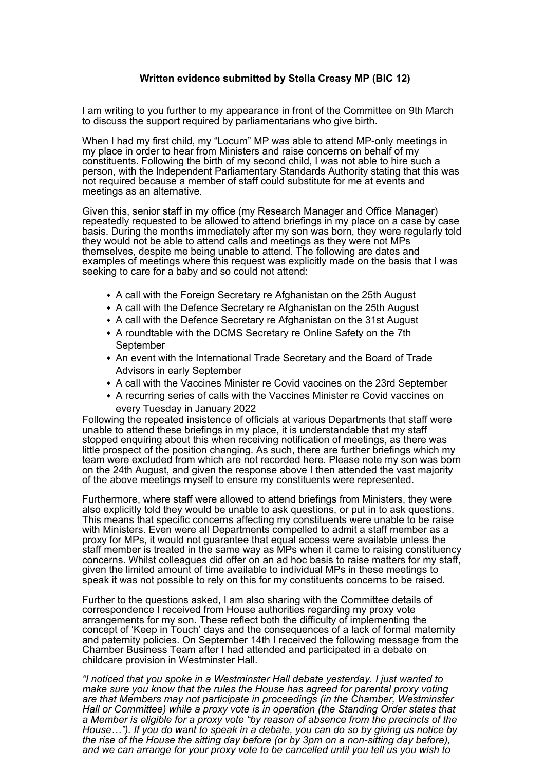**Written evidence submitted by Stella Creasy MP (BIC 12)**

I am writing to you further to my appearance in front of the Committee on 9th March to discuss the support required by parliamentarians who give birth.

When I had my first child, my "Locum" MP was able to attend MP-only meetings in my place in order to hear from Ministers and raise concerns on behalf of my constituents. Following the birth of my second child, I was not able to hire such a person, with the Independent Parliamentary Standards Authority stating that this was not required because a member of staff could substitute for me at events and meetings as an alternative.

Given this, senior staff in my office (my Research Manager and Office Manager) repeatedly requested to be allowed to attend briefings in my place on a case by case basis. During the months immediately after my son was born, they were regularly told they would not be able to attend calls and meetings as they were not MPs themselves, despite me being unable to attend. The following are dates and examples of meetings where this request was explicitly made on the basis that I was seeking to care for a baby and so could not attend:

- A call with the Foreign Secretary re Afghanistan on the 25th August
- A call with the Defence Secretary re Afghanistan on the 25th August
- A call with the Defence Secretary re Afghanistan on the 31st August
- A roundtable with the DCMS Secretary re Online Safety on the 7th September
- An event with the International Trade Secretary and the Board of Trade Advisors in early September
- A call with the Vaccines Minister re Covid vaccines on the 23rd September
- A recurring series of calls with the Vaccines Minister re Covid vaccines on every Tuesday in January 2022

Following the repeated insistence of officials at various Departments that staff were unable to attend these briefings in my place, it is understandable that my staff stopped enquiring about this when receiving notification of meetings, as there was little prospect of the position changing. As such, there are further briefings which my team were excluded from which are not recorded here. Please note my son was born on the 24th August, and given the response above I then attended the vast majority of the above meetings myself to ensure my constituents were represented.

Furthermore, where staff were allowed to attend briefings from Ministers, they were also explicitly told they would be unable to ask questions, or put in to ask questions. This means that specific concerns affecting my constituents were unable to be raise with Ministers. Even were all Departments compelled to admit a staff member as a proxy for MPs, it would not guarantee that equal access were available unless the staff member is treated in the same way as MPs when it came to raising constituency concerns. Whilst colleagues did offer on an ad hoc basis to raise matters for my staff, given the limited amount of time available to individual MPs in these meetings to speak it was not possible to rely on this for my constituents concerns to be raised.

Further to the questions asked, I am also sharing with the Committee details of correspondence I received from House authorities regarding my proxy vote arrangements for my son. These reflect both the difficulty of implementing the concept of 'Keep in Touch' days and the consequences of a lack of formal maternity and paternity policies. On September 14th I received the following message from the Chamber Business Team after I had attended and participated in a debate on childcare provision in Westminster Hall.

*"I noticed that you spoke in a Westminster Hall debate yesterday. I just wanted to make sure you know that the rules the House has agreed for parental proxy voting are that Members may not participate in proceedings (in the Chamber, Westminster Hall or Committee) while a proxy vote is in operation (the Standing Order states that a Member is eligible for a proxy vote "by reason of absence from the precincts of the House…"). If you do want to speak in a debate, you can do so by giving us notice by the rise of the House the sitting day before (or by 3pm on a non-sitting day before), and we can arrange for your proxy vote to be cancelled until you tell us you wish to*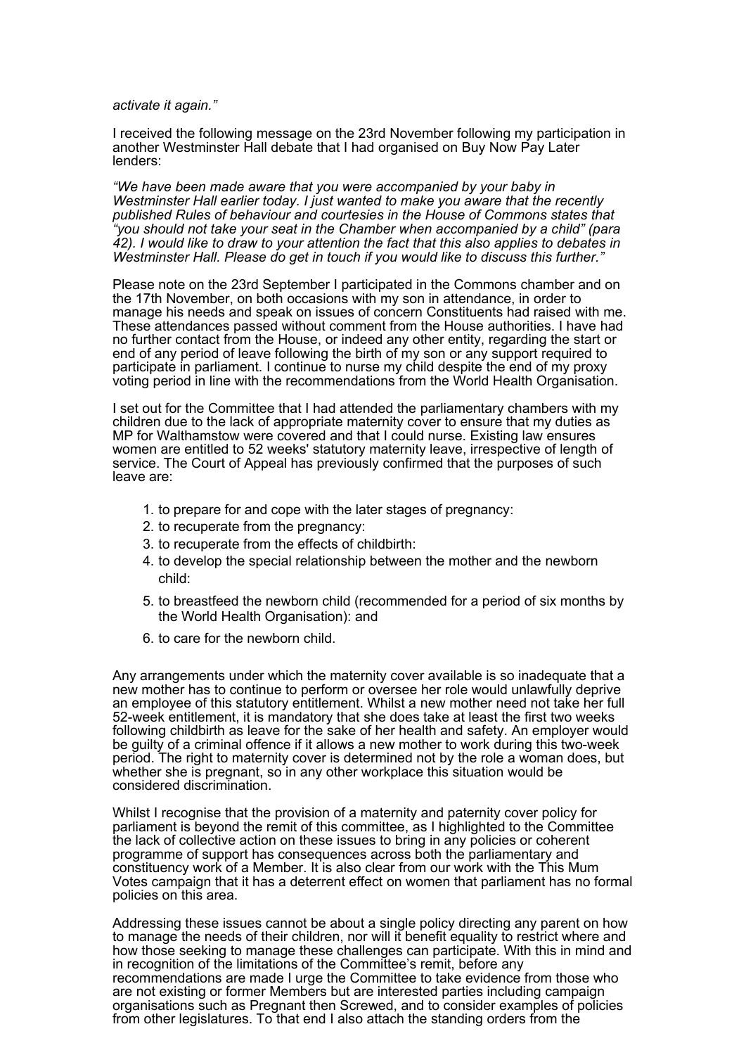*activate it again."*

I received the following message on the 23rd November following my participation in another Westminster Hall debate that I had organised on Buy Now Pay Later lenders:

*"We have been made aware that you were accompanied by your baby in Westminster Hall earlier today. I just wanted to make you aware that the recently published Rules of behaviour and courtesies in the House of Commons states that "you should not take your seat in the Chamber when accompanied by a child" (para 42). I would like to draw to your attention the fact that this also applies to debates in Westminster Hall. Please do get in touch if you would like to discuss this further."*

Please note on the 23rd September I participated in the Commons chamber and on the 17th November, on both occasions with my son in attendance, in order to manage his needs and speak on issues of concern Constituents had raised with me. These attendances passed without comment from the House authorities. I have had no further contact from the House, or indeed any other entity, regarding the start or end of any period of leave following the birth of my son or any support required to participate in parliament. I continue to nurse my child despite the end of my proxy voting period in line with the recommendations from the World Health Organisation.

I set out for the Committee that I had attended the parliamentary chambers with my children due to the lack of appropriate maternity cover to ensure that my duties as MP for Walthamstow were covered and that I could nurse. Existing law ensures women are entitled to 52 weeks' statutory maternity leave, irrespective of length of service. The Court of Appeal has previously confirmed that the purposes of such leave are:

1. to prepare for and cope with the later stages of pregnancy:
2. to recuperate from the pregnancy:
3. to recuperate from the effects of childbirth:
4. to develop the special relationship between the mother and the newborn child:
5. to breastfeed the newborn child (recommended for a period of six months by the World Health Organisation): and
6. to care for the newborn child.

Any arrangements under which the maternity cover available is so inadequate that a new mother has to continue to perform or oversee her role would unlawfully deprive an employee of this statutory entitlement. Whilst a new mother need not take her full 52-week entitlement, it is mandatory that she does take at least the first two weeks following childbirth as leave for the sake of her health and safety. An employer would be guilty of a criminal offence if it allows a new mother to work during this two-week period. The right to maternity cover is determined not by the role a woman does, but whether she is pregnant, so in any other workplace this situation would be considered discrimination.

Whilst I recognise that the provision of a maternity and paternity cover policy for parliament is beyond the remit of this committee, as I highlighted to the Committee the lack of collective action on these issues to bring in any policies or coherent programme of support has consequences across both the parliamentary and constituency work of a Member. It is also clear from our work with the This Mum Votes campaign that it has a deterrent effect on women that parliament has no formal policies on this area.

Addressing these issues cannot be about a single policy directing any parent on how to manage the needs of their children, nor will it benefit equality to restrict where and how those seeking to manage these challenges can participate. With this in mind and in recognition of the limitations of the Committee's remit, before any recommendations are made I urge the Committee to take evidence from those who are not existing or former Members but are interested parties including campaign organisations such as Pregnant then Screwed, and to consider examples of policies from other legislatures. To that end I also attach the standing orders from the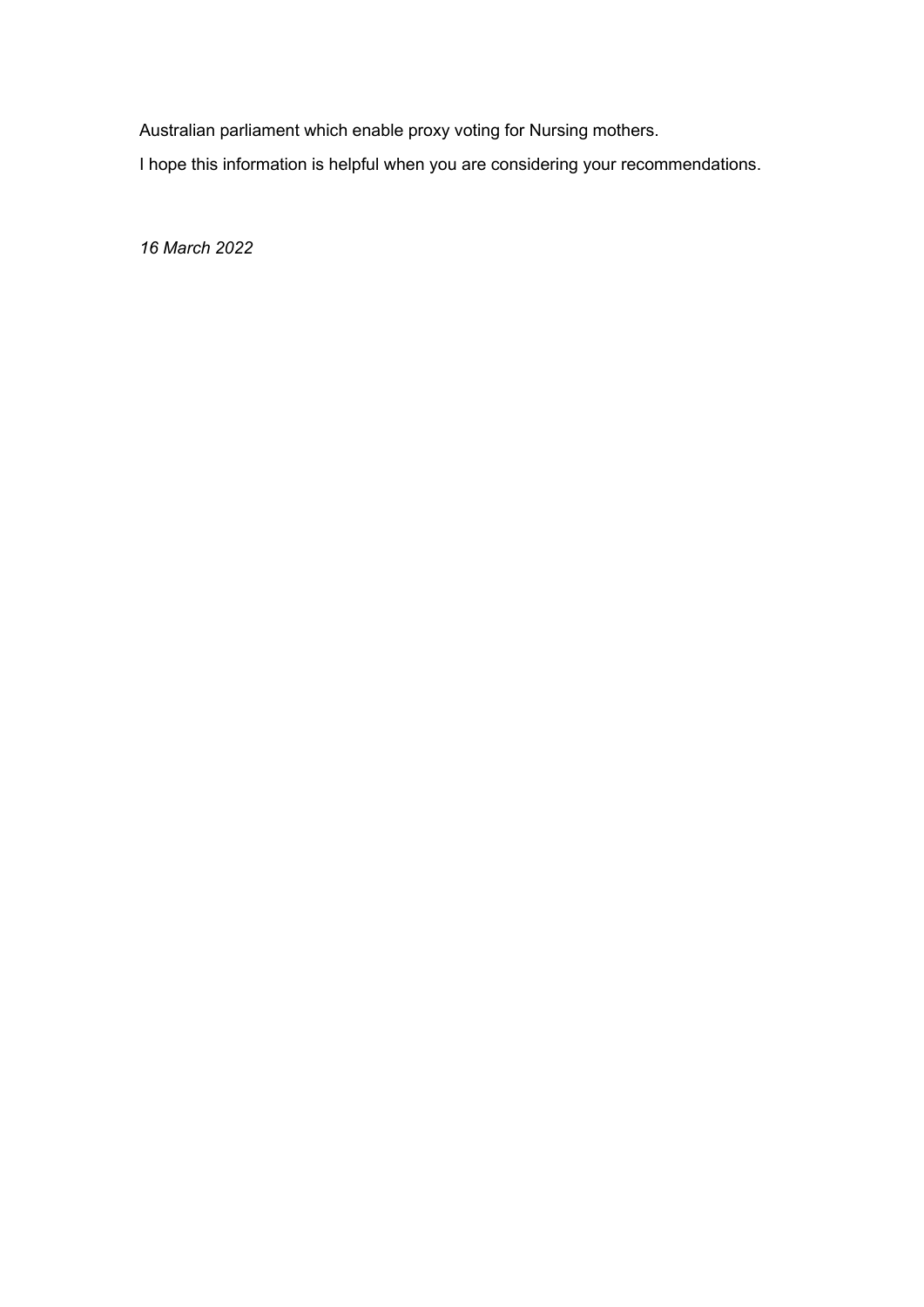Australian parliament which enable proxy voting for Nursing mothers.

I hope this information is helpful when you are considering your recommendations.

*16 March 2022*